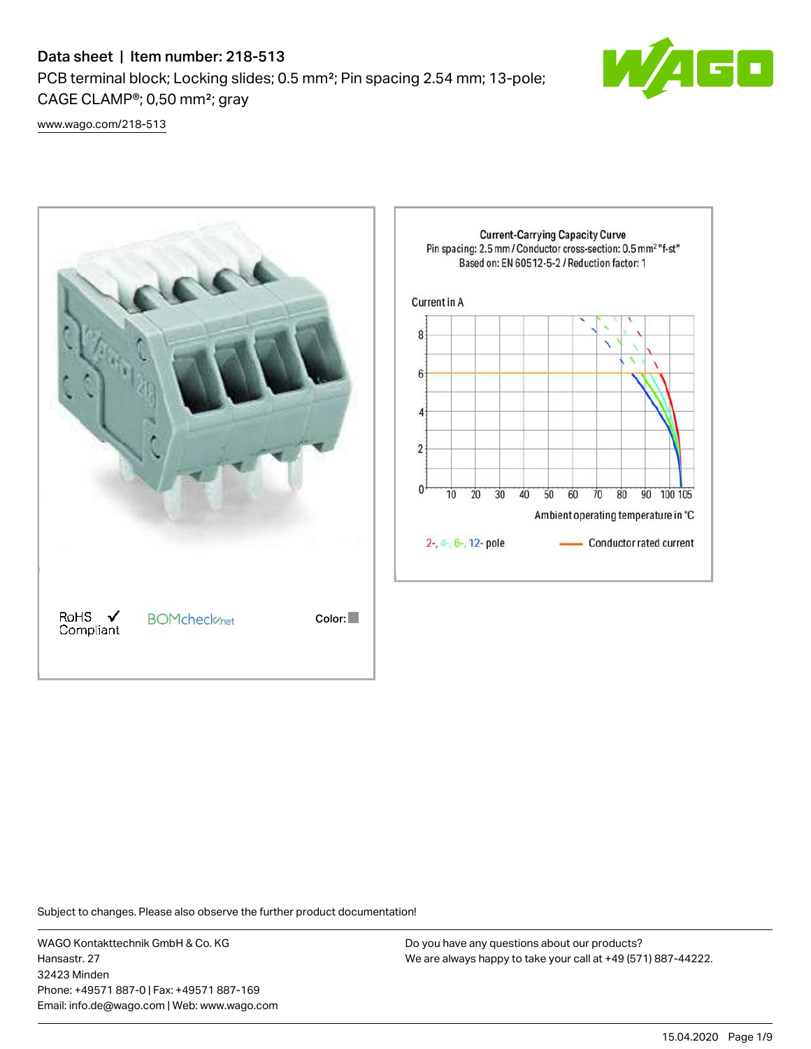# Data sheet | Item number: 218-513

PCB terminal block; Locking slides; 0.5 mm²; Pin spacing 2.54 mm; 13-pole; CAGE CLAMP®; 0,50 mm²; gray

www.wago.com/218-513

RoHS ✓ Compliant

BOMcheck.net

Color:

Current-Carrying Capacity Curve
Pin spacing: 2.5 mm / Conductor cross-section: 0.5 mm² "f-st"
Based on: EN 60512-5-2 / Reduction factor: 1

Current in A

Ambient operating temperature in °C

2-, 4-, 6-, 12- pole

Conductor rated current

Subject to changes. Please also observe the further product documentation!

WAGO Kontakttechnik GmbH & Co. KG
Hansastr. 27
32423 Minden
Phone: +49571 887-0 | Fax: +49571 887-169
Email: info.de@wago.com | Web: www.wago.com

Do you have any questions about our products?
We are always happy to take your call at +49 (571) 887-44222.

15.04.2020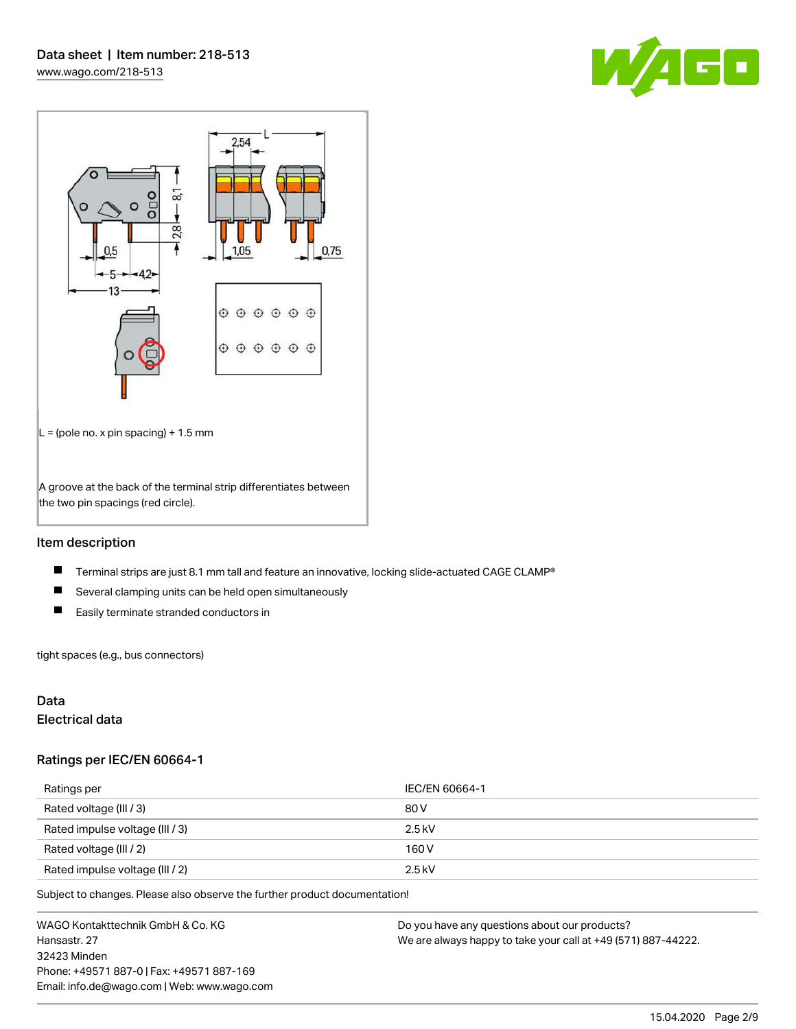L = (pole no. x pin spacing) + 1.5 mm

A groove at the back of the terminal strip differentiates between the two pin spacings (red circle).

## Item description

- Terminal strips are just 8.1 mm tall and feature an innovative, locking slide-actuated CAGE CLAMP®
- Several clamping units can be held open simultaneously
- Easily terminate stranded conductors in

tight spaces (e.g., bus connectors)

## Data

### Electrical data

### Ratings per IEC/EN 60664-1

| Ratings per | IEC/EN 60664-1 |
| --- | --- |
| Rated voltage (III / 3) | 80 V |
| Rated impulse voltage (III / 3) | 2.5 kV |
| Rated voltage (III / 2) | 160 V |
| Rated impulse voltage (III / 2) | 2.5 kV |

Subject to changes. Please also observe the further product documentation!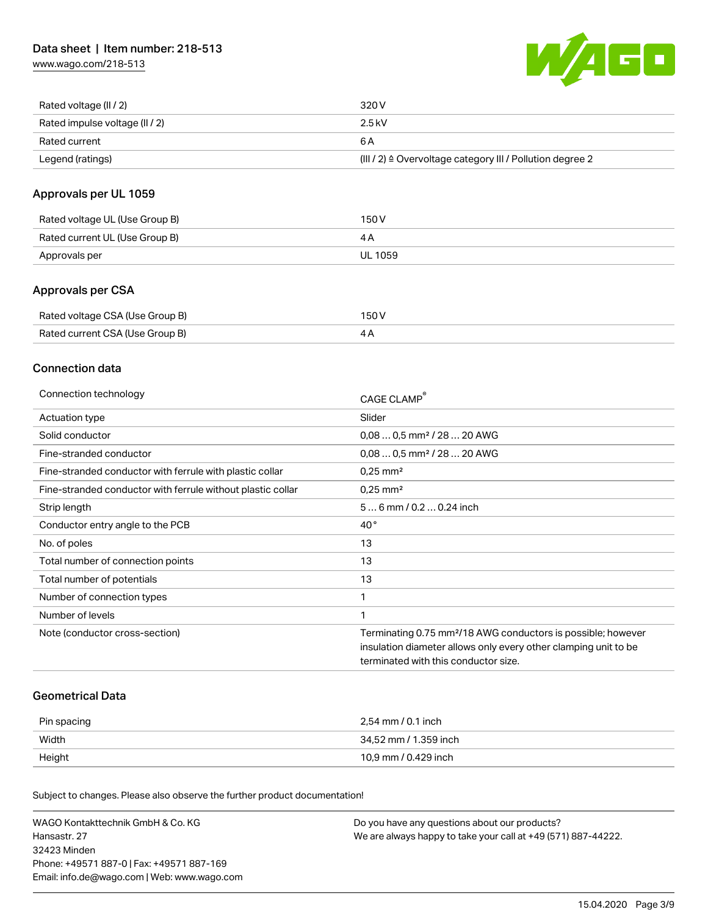| | |
|---|---|
| Rated voltage (II / 2) | 320 V |
| Rated impulse voltage (II / 2) | 2.5 kV |
| Rated current | 6 A |
| Legend (ratings) | (III / 2) ≙ Overvoltage category III / Pollution degree 2 |

## Approvals per UL 1059

| | |
|---|---|
| Rated voltage UL (Use Group B) | 150 V |
| Rated current UL (Use Group B) | 4 A |
| Approvals per | UL 1059 |

## Approvals per CSA

| | |
|---|---|
| Rated voltage CSA (Use Group B) | 150 V |
| Rated current CSA (Use Group B) | 4 A |

## Connection data

| | |
|---|---|
| Connection technology | CAGE CLAMP® |
| Actuation type | Slider |
| Solid conductor | 0,08 … 0,5 mm² / 28 … 20 AWG |
| Fine-stranded conductor | 0,08 … 0,5 mm² / 28 … 20 AWG |
| Fine-stranded conductor with ferrule with plastic collar | 0,25 mm² |
| Fine-stranded conductor with ferrule without plastic collar | 0,25 mm² |
| Strip length | 5 … 6 mm / 0.2 … 0.24 inch |
| Conductor entry angle to the PCB | 40 ° |
| No. of poles | 13 |
| Total number of connection points | 13 |
| Total number of potentials | 13 |
| Number of connection types | 1 |
| Number of levels | 1 |
| Note (conductor cross-section) | Terminating 0.75 mm²/18 AWG conductors is possible; however insulation diameter allows only every other clamping unit to be terminated with this conductor size. |

## Geometrical Data

| | |
|---|---|
| Pin spacing | 2,54 mm / 0.1 inch |
| Width | 34,52 mm / 1.359 inch |
| Height | 10,9 mm / 0.429 inch |

Subject to changes. Please also observe the further product documentation!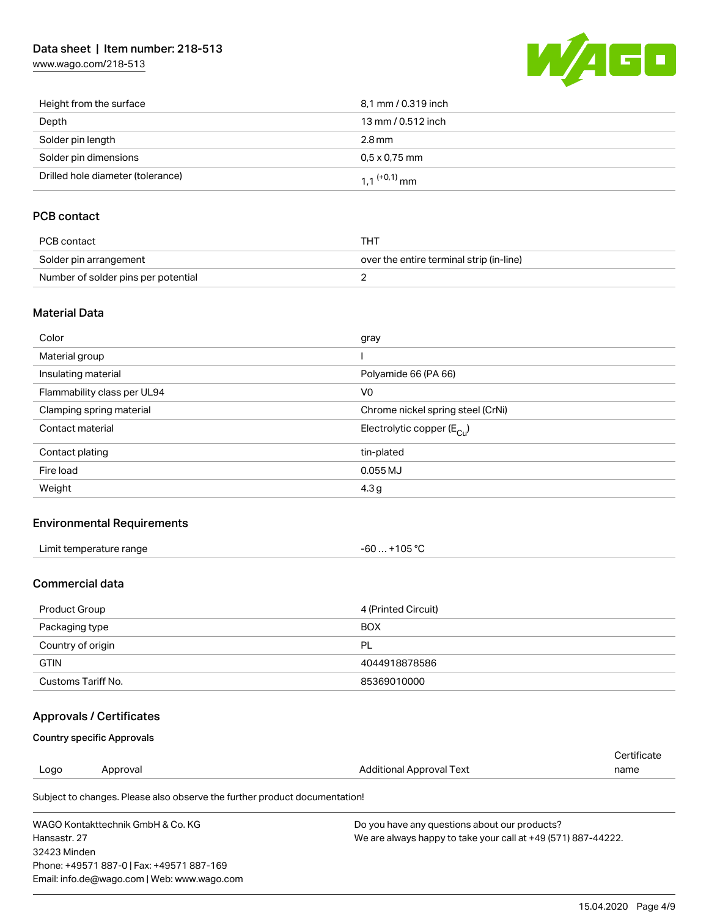| | |
|---|---|
| Height from the surface | 8,1 mm / 0.319 inch |
| Depth | 13 mm / 0.512 inch |
| Solder pin length | 2.8 mm |
| Solder pin dimensions | 0,5 x 0,75 mm |
| Drilled hole diameter (tolerance) | 1,1 $^{(+0,1)}$ mm |

## PCB contact

| | |
|---|---|
| PCB contact | THT |
| Solder pin arrangement | over the entire terminal strip (in-line) |
| Number of solder pins per potential | 2 |

## Material Data

| | |
|---|---|
| Color | gray |
| Material group | I |
| Insulating material | Polyamide 66 (PA 66) |
| Flammability class per UL94 | V0 |
| Clamping spring material | Chrome nickel spring steel (CrNi) |
| Contact material | Electrolytic copper ($E_{Cu}$) |
| Contact plating | tin-plated |
| Fire load | 0.055 MJ |
| Weight | 4.3 g |

## Environmental Requirements

| | |
|---|---|
| Limit temperature range | -60 … +105 °C |

## Commercial data

| | |
|---|---|
| Product Group | 4 (Printed Circuit) |
| Packaging type | BOX |
| Country of origin | PL |
| GTIN | 4044918878586 |
| Customs Tariff No. | 85369010000 |

## Approvals / Certificates

### Country specific Approvals

| Logo | Approval | Additional Approval Text | Certificate name |
|---|---|---|---|

Subject to changes. Please also observe the further product documentation!

WAGO Kontakttechnik GmbH & Co. KG
Hansastr. 27
32423 Minden
Phone: +49571 887-0 | Fax: +49571 887-169
Email: info.de@wago.com | Web: www.wago.com

Do you have any questions about our products?
We are always happy to take your call at +49 (571) 887-44222.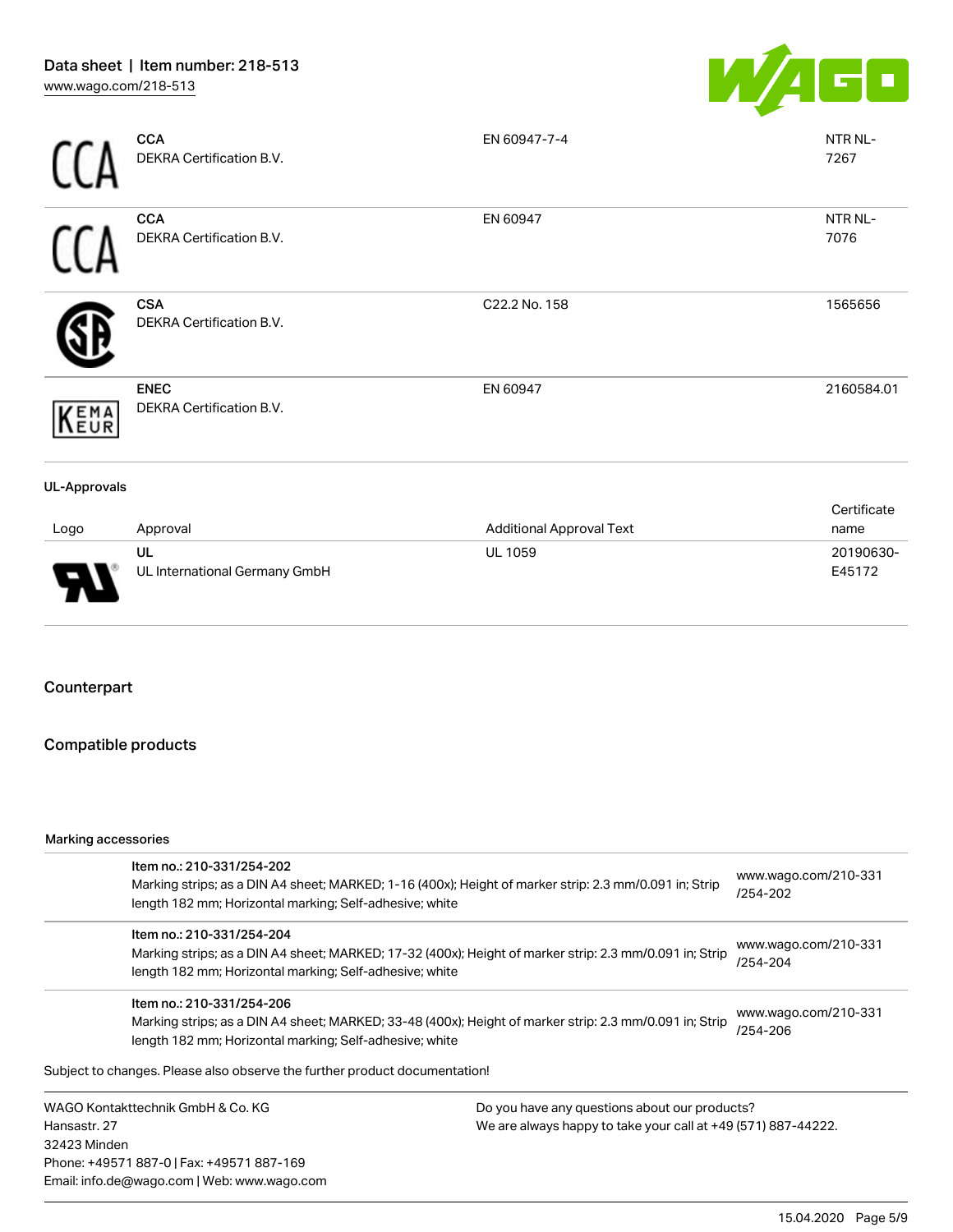| Logo | Approval | Additional Approval Text | Certificate name |
| --- | --- | --- | --- |
| | **CCA**<br>DEKRA Certification B.V. | EN 60947-7-4 | NTR NL-7267 |
| | **CCA**<br>DEKRA Certification B.V. | EN 60947 | NTR NL-7076 |
| | **CSA**<br>DEKRA Certification B.V. | C22.2 No. 158 | 1565656 |
| | **ENEC**<br>DEKRA Certification B.V. | EN 60947 | 2160584.01 |

**UL-Approvals**

| Logo | Approval | Additional Approval Text | Certificate name |
| --- | --- | --- | --- |
| | **UL**<br>UL International Germany GmbH | UL 1059 | 20190630-E45172 |

## Counterpart

## Compatible products

Marking accessories

| Item | Link |
| --- | --- |
| Item no.: 210-331/254-202<br>Marking strips; as a DIN A4 sheet; MARKED; 1-16 (400x); Height of marker strip: 2.3 mm/0.091 in; Strip length 182 mm; Horizontal marking; Self-adhesive; white | www.wago.com/210-331/254-202 |
| Item no.: 210-331/254-204<br>Marking strips; as a DIN A4 sheet; MARKED; 17-32 (400x); Height of marker strip: 2.3 mm/0.091 in; Strip length 182 mm; Horizontal marking; Self-adhesive; white | www.wago.com/210-331/254-204 |
| Item no.: 210-331/254-206<br>Marking strips; as a DIN A4 sheet; MARKED; 33-48 (400x); Height of marker strip: 2.3 mm/0.091 in; Strip length 182 mm; Horizontal marking; Self-adhesive; white | www.wago.com/210-331/254-206 |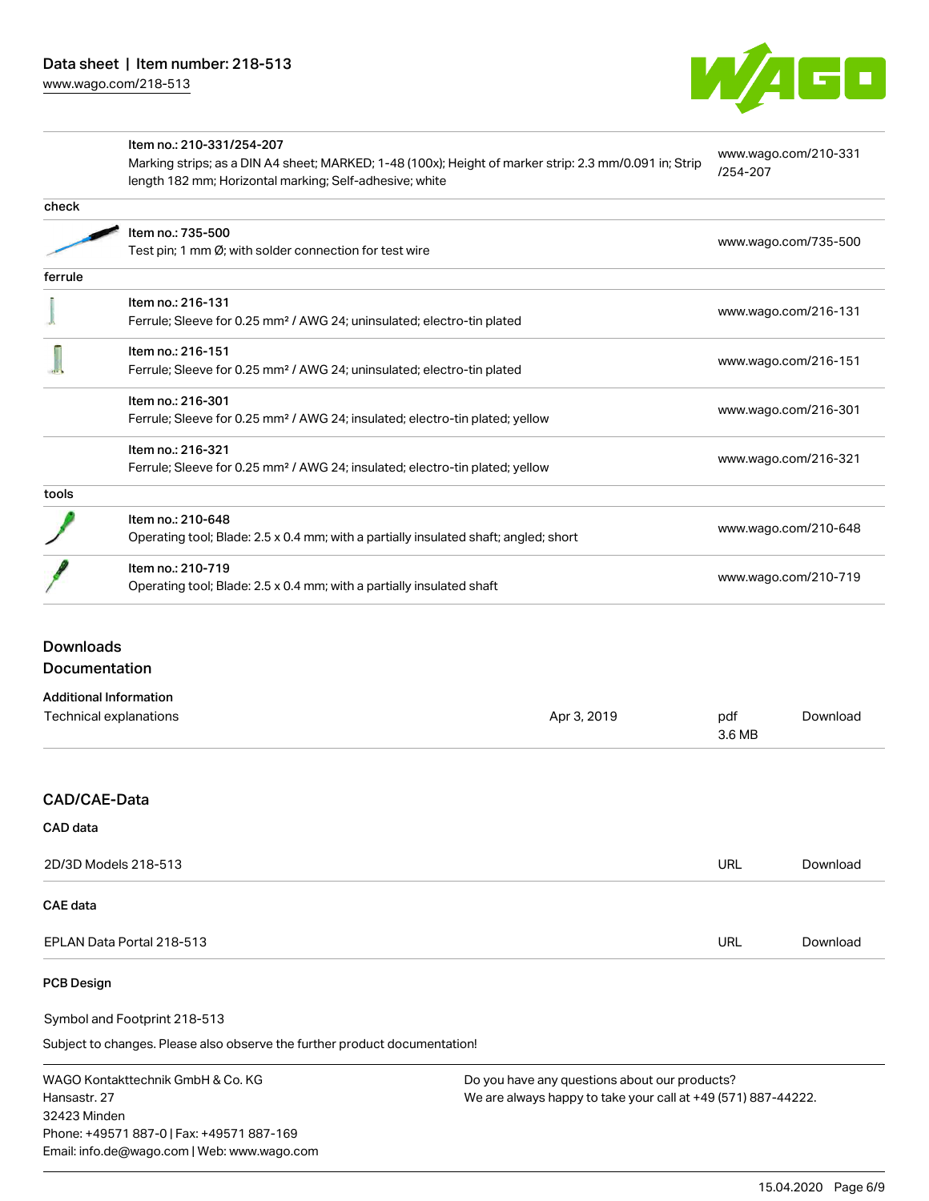| | | |
|---|---|---|
| | Item no.: 210-331/254-207<br>Marking strips; as a DIN A4 sheet; MARKED; 1-48 (100x); Height of marker strip: 2.3 mm/0.091 in; Strip length 182 mm; Horizontal marking; Self-adhesive; white | www.wago.com/210-331/254-207 |
| check | | |
| | Item no.: 735-500<br>Test pin; 1 mm Ø; with solder connection for test wire | www.wago.com/735-500 |
| ferrule | | |
| | Item no.: 216-131<br>Ferrule; Sleeve for 0.25 mm² / AWG 24; uninsulated; electro-tin plated | www.wago.com/216-131 |
| | Item no.: 216-151<br>Ferrule; Sleeve for 0.25 mm² / AWG 24; uninsulated; electro-tin plated | www.wago.com/216-151 |
| | Item no.: 216-301<br>Ferrule; Sleeve for 0.25 mm² / AWG 24; insulated; electro-tin plated; yellow | www.wago.com/216-301 |
| | Item no.: 216-321<br>Ferrule; Sleeve for 0.25 mm² / AWG 24; insulated; electro-tin plated; yellow | www.wago.com/216-321 |
| tools | | |
| | Item no.: 210-648<br>Operating tool; Blade: 2.5 x 0.4 mm; with a partially insulated shaft; angled; short | www.wago.com/210-648 |
| | Item no.: 210-719<br>Operating tool; Blade: 2.5 x 0.4 mm; with a partially insulated shaft | www.wago.com/210-719 |

## Downloads
## Documentation

### Additional Information

| | | | |
|---|---|---|---|
| Technical explanations | Apr 3, 2019 | pdf<br>3.6 MB | Download |

## CAD/CAE-Data

### CAD data

| | | |
|---|---|---|
| 2D/3D Models 218-513 | URL | Download |

### CAE data

| | | |
|---|---|---|
| EPLAN Data Portal 218-513 | URL | Download |

### PCB Design

Symbol and Footprint 218-513

Subject to changes. Please also observe the further product documentation!

WAGO Kontakttechnik GmbH & Co. KG
Hansastr. 27
32423 Minden
Phone: +49571 887-0 | Fax: +49571 887-169
Email: info.de@wago.com | Web: www.wago.com

Do you have any questions about our products?
We are always happy to take your call at +49 (571) 887-44222.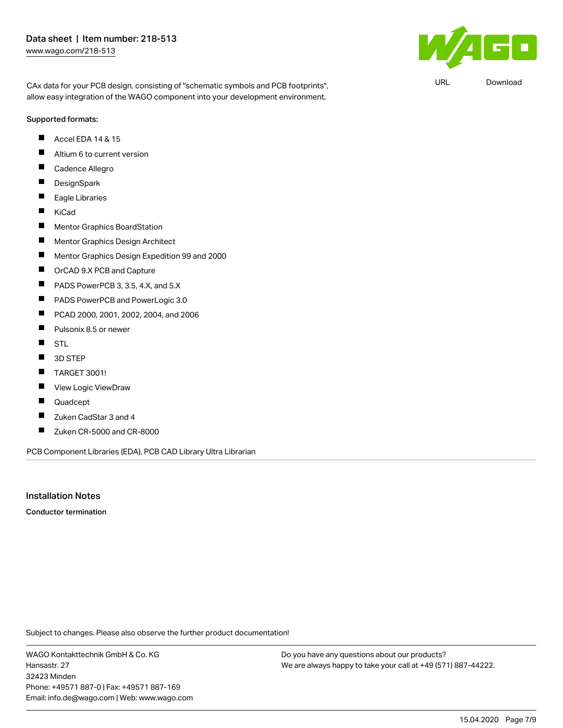CAx data for your PCB design, consisting of "schematic symbols and PCB footprints", allow easy integration of the WAGO component into your development environment.

URL Download

**Supported formats:**

- Accel EDA 14 & 15
- Altium 6 to current version
- Cadence Allegro
- DesignSpark
- Eagle Libraries
- KiCad
- Mentor Graphics BoardStation
- Mentor Graphics Design Architect
- Mentor Graphics Design Expedition 99 and 2000
- OrCAD 9.X PCB and Capture
- PADS PowerPCB 3, 3.5, 4.X, and 5.X
- PADS PowerPCB and PowerLogic 3.0
- PCAD 2000, 2001, 2002, 2004, and 2006
- Pulsonix 8.5 or newer
- STL
- 3D STEP
- TARGET 3001!
- View Logic ViewDraw
- Quadcept
- Zuken CadStar 3 and 4
- Zuken CR-5000 and CR-8000

PCB Component Libraries (EDA), PCB CAD Library Ultra Librarian

## Installation Notes

**Conductor termination**

Subject to changes. Please also observe the further product documentation!

WAGO Kontakttechnik GmbH & Co. KG
Hansastr. 27
32423 Minden
Phone: +49571 887-0 | Fax: +49571 887-169
Email: info.de@wago.com | Web: www.wago.com

Do you have any questions about our products?
We are always happy to take your call at +49 (571) 887-44222.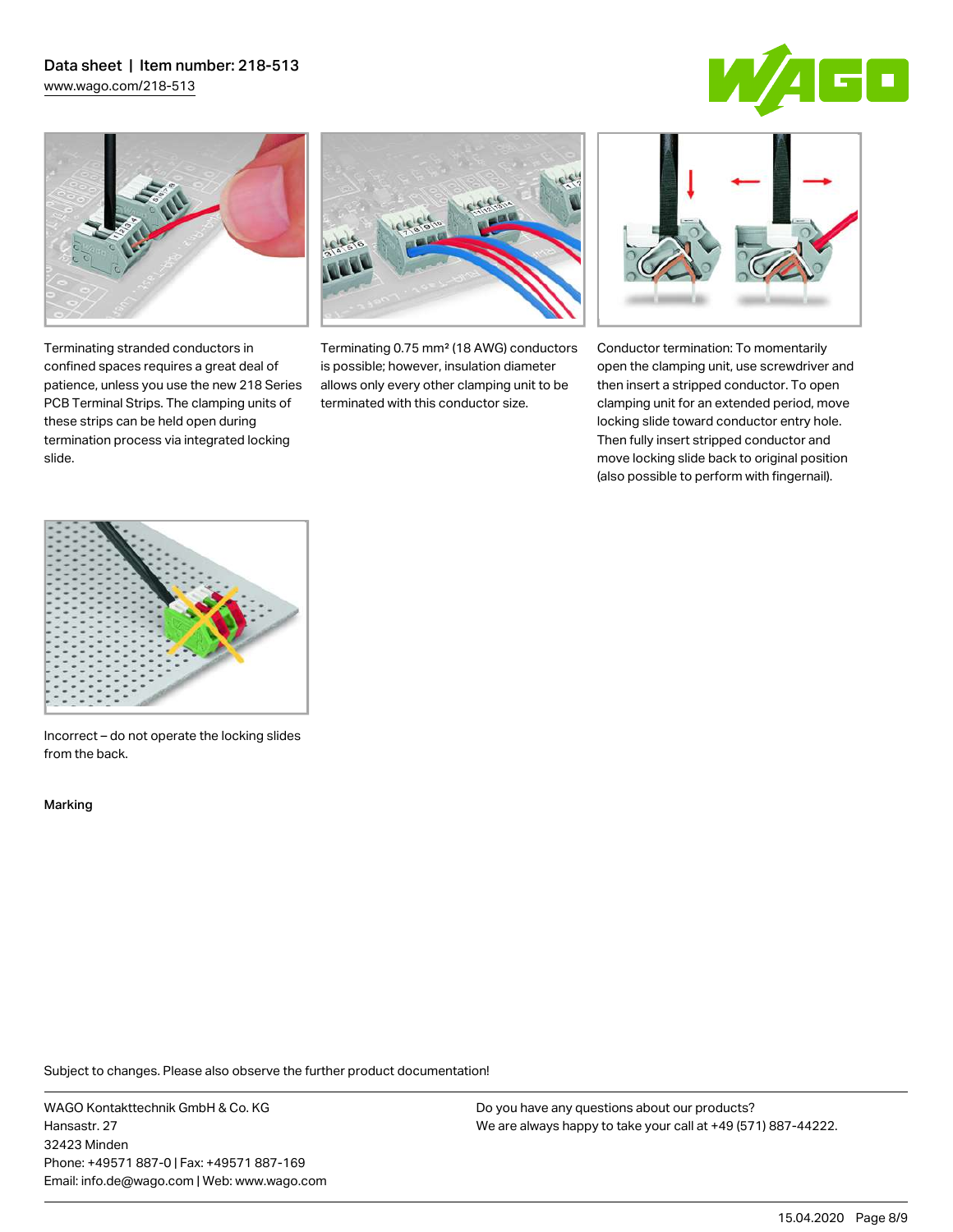Terminating stranded conductors in confined spaces requires a great deal of patience, unless you use the new 218 Series PCB Terminal Strips. The clamping units of these strips can be held open during termination process via integrated locking slide.

Terminating 0.75 mm² (18 AWG) conductors is possible; however, insulation diameter allows only every other clamping unit to be terminated with this conductor size.

Conductor termination: To momentarily open the clamping unit, use screwdriver and then insert a stripped conductor. To open clamping unit for an extended period, move locking slide toward conductor entry hole. Then fully insert stripped conductor and move locking slide back to original position (also possible to perform with fingernail).

Incorrect – do not operate the locking slides from the back.

Marking

Subject to changes. Please also observe the further product documentation!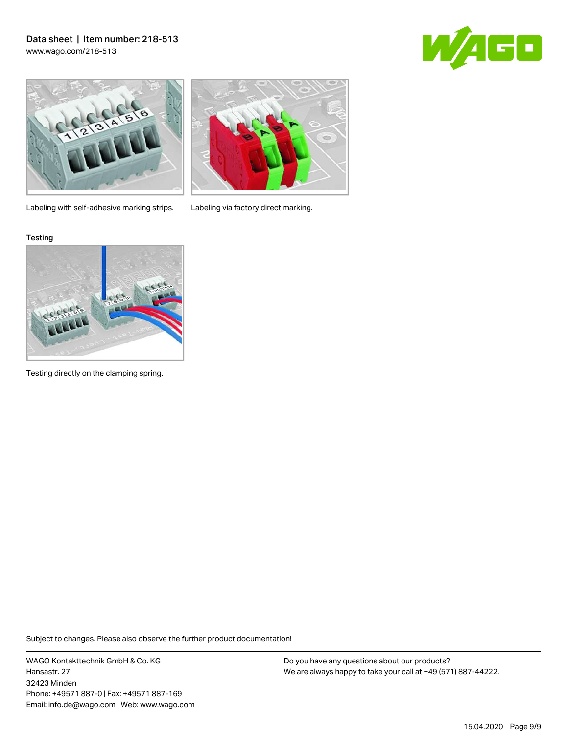Labeling with self-adhesive marking strips.

Labeling via factory direct marking.

### Testing

Testing directly on the clamping spring.

Subject to changes. Please also observe the further product documentation!

WAGO Kontakttechnik GmbH & Co. KG
Hansastr. 27
32423 Minden
Phone: +49571 887-0 | Fax: +49571 887-169
Email: info.de@wago.com | Web: www.wago.com

Do you have any questions about our products?
We are always happy to take your call at +49 (571) 887-44222.